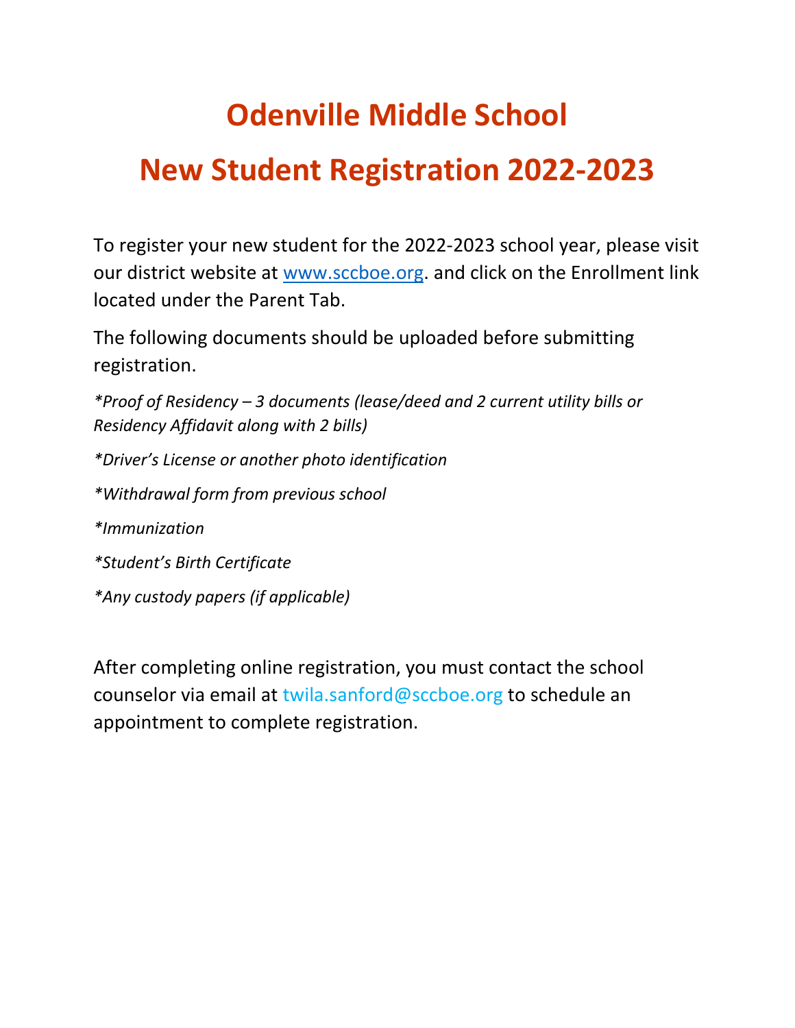# Odenville Middle School

# New Student Registration 2022-2023

To register your new student for the 2022-2023 school year, please visit our district website at www.sccboe.org. and click on the Enrollment link located under the Parent Tab.

The following documents should be uploaded before submitting registration.

*\*Proof of Residency – 3 documents (lease/deed and 2 current utility bills or Residency Affidavit along with 2 bills)*

*\*Driver's License or another photo identification*

*\*Withdrawal form from previous school*

*\*Immunization*

*\*Student's Birth Certificate*

*\*Any custody papers (if applicable)*

After completing online registration, you must contact the school counselor via email at twila.sanford@sccboe.org to schedule an appointment to complete registration.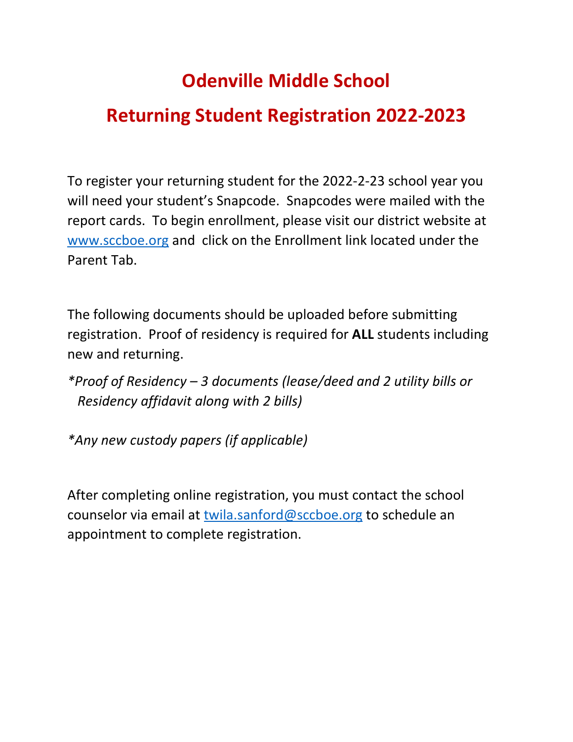# Odenville Middle School

# Returning Student Registration 2022-2023

To register your returning student for the 2022-2-23 school year you will need your student's Snapcode. Snapcodes were mailed with the report cards. To begin enrollment, please visit our district website at [www.sccboe.org](http://www.sccboe.org) and click on the Enrollment link located under the Parent Tab.

The following documents should be uploaded before submitting registration. Proof of residency is required for **ALL** students including new and returning.

*\*Proof of Residency – 3 documents (lease/deed and 2 utility bills or Residency affidavit along with 2 bills)*

*\*Any new custody papers (if applicable)*

After completing online registration, you must contact the school counselor via email at [twila.sanford@sccboe.org](mailto:twila.sanford@sccboe.org) to schedule an appointment to complete registration.